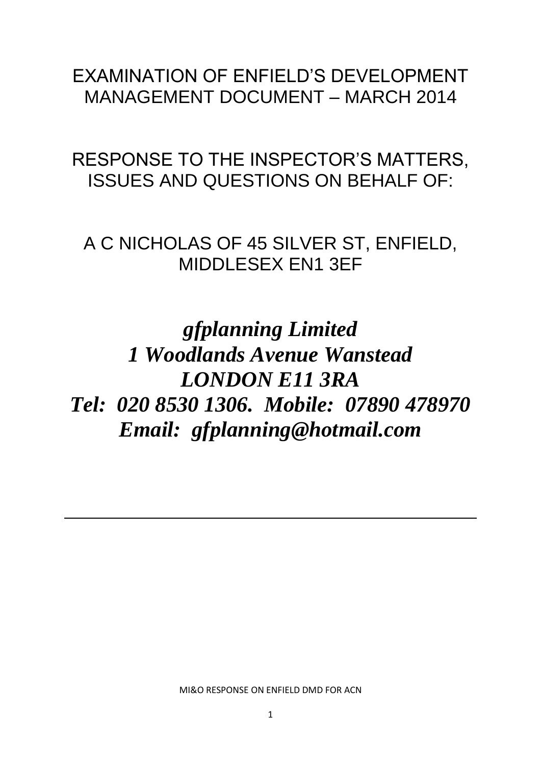# EXAMINATION OF ENFIELD'S DEVELOPMENT MANAGEMENT DOCUMENT – MARCH 2014

## RESPONSE TO THE INSPECTOR'S MATTERS, ISSUES AND QUESTIONS ON BEHALF OF:

## A C NICHOLAS OF 45 SILVER ST, ENFIELD, MIDDLESEX EN1 3EF

***gfplanning Limited***
***1 Woodlands Avenue Wanstead***
***LONDON E11 3RA***
***Tel: 020 8530 1306. Mobile: 07890 478970***
***Email: gfplanning@hotmail.com***

---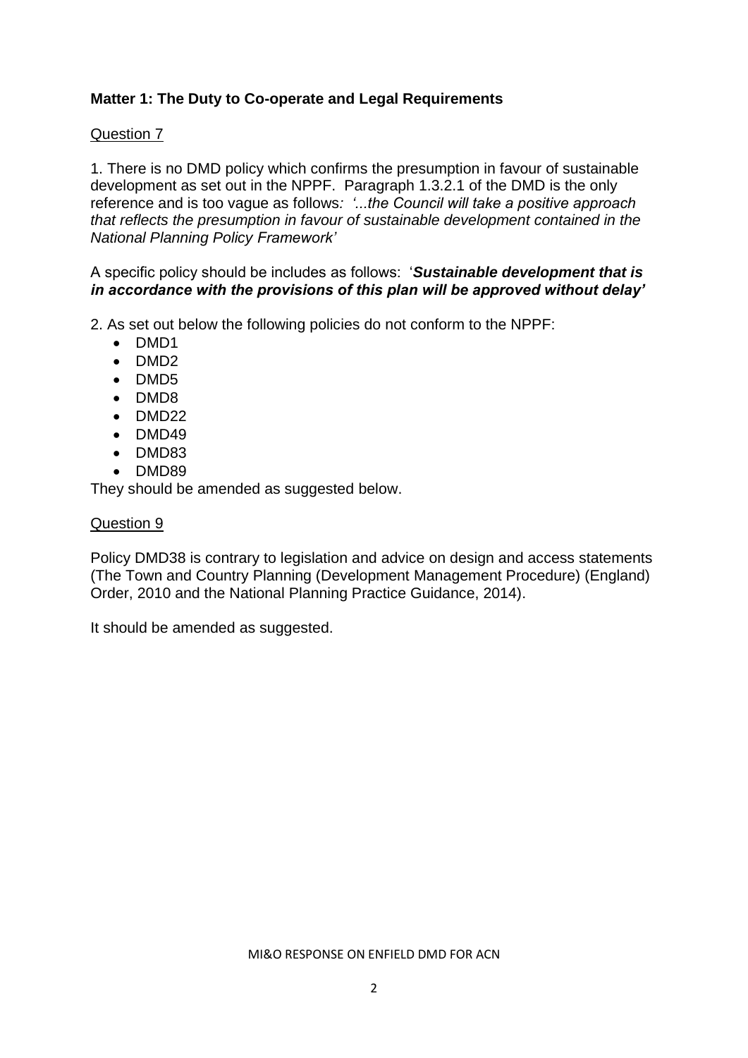**Matter 1: The Duty to Co-operate and Legal Requirements**

Question 7

1. There is no DMD policy which confirms the presumption in favour of sustainable development as set out in the NPPF. Paragraph 1.3.2.1 of the DMD is the only reference and is too vague as follows*: '...the Council will take a positive approach that reflects the presumption in favour of sustainable development contained in the National Planning Policy Framework'*

A specific policy should be includes as follows: '***Sustainable development that is in accordance with the provisions of this plan will be approved without delay'***

2. As set out below the following policies do not conform to the NPPF:

- DMD1
- DMD2
- DMD5
- DMD8
- DMD22
- DMD49
- DMD83
- DMD89

They should be amended as suggested below.

Question 9

Policy DMD38 is contrary to legislation and advice on design and access statements (The Town and Country Planning (Development Management Procedure) (England) Order, 2010 and the National Planning Practice Guidance, 2014).

It should be amended as suggested.

MI&O RESPONSE ON ENFIELD DMD FOR ACN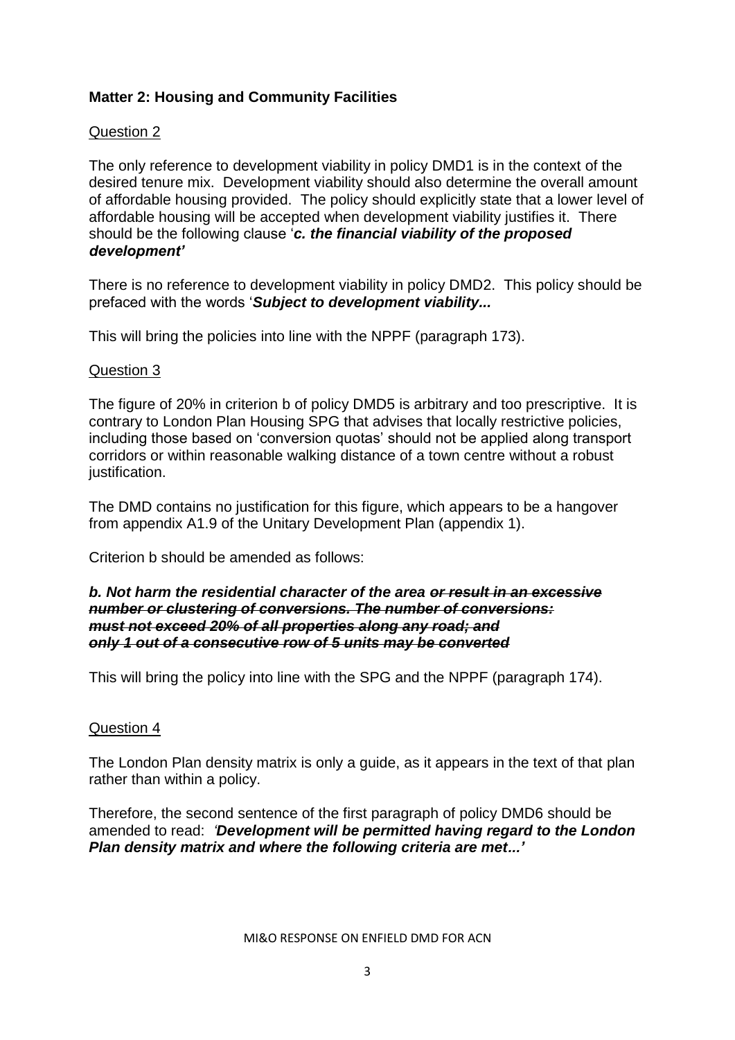**Matter 2: Housing and Community Facilities**

Question 2

The only reference to development viability in policy DMD1 is in the context of the desired tenure mix. Development viability should also determine the overall amount of affordable housing provided. The policy should explicitly state that a lower level of affordable housing will be accepted when development viability justifies it. There should be the following clause '***c. the financial viability of the proposed development'***

There is no reference to development viability in policy DMD2. This policy should be prefaced with the words '***Subject to development viability...***

This will bring the policies into line with the NPPF (paragraph 173).

Question 3

The figure of 20% in criterion b of policy DMD5 is arbitrary and too prescriptive. It is contrary to London Plan Housing SPG that advises that locally restrictive policies, including those based on 'conversion quotas' should not be applied along transport corridors or within reasonable walking distance of a town centre without a robust justification.

The DMD contains no justification for this figure, which appears to be a hangover from appendix A1.9 of the Unitary Development Plan (appendix 1).

Criterion b should be amended as follows:

***b. Not harm the residential character of the area ~~or result in an excessive number or clustering of conversions. The number of conversions: must not exceed 20% of all properties along any road; and only 1 out of a consecutive row of 5 units may be converted~~***

This will bring the policy into line with the SPG and the NPPF (paragraph 174).

Question 4

The London Plan density matrix is only a guide, as it appears in the text of that plan rather than within a policy.

Therefore, the second sentence of the first paragraph of policy DMD6 should be amended to read: ***'Development will be permitted having regard to the London Plan density matrix and where the following criteria are met...'***

MI&O RESPONSE ON ENFIELD DMD FOR ACN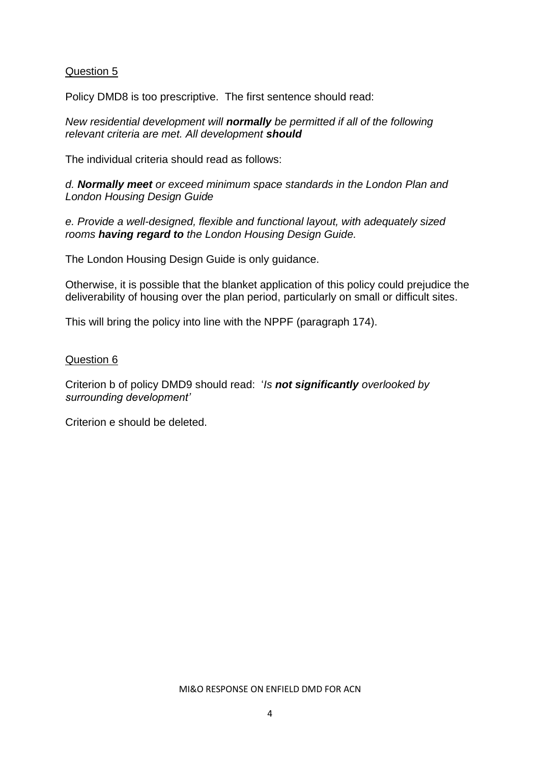<u>Question 5</u>

Policy DMD8 is too prescriptive. The first sentence should read:

*New residential development will **normally** be permitted if all of the following relevant criteria are met. All development **should***

The individual criteria should read as follows:

*d. **Normally meet** or exceed minimum space standards in the London Plan and London Housing Design Guide*

*e. Provide a well-designed, flexible and functional layout, with adequately sized rooms **having regard to** the London Housing Design Guide.*

The London Housing Design Guide is only guidance.

Otherwise, it is possible that the blanket application of this policy could prejudice the deliverability of housing over the plan period, particularly on small or difficult sites.

This will bring the policy into line with the NPPF (paragraph 174).

<u>Question 6</u>

Criterion b of policy DMD9 should read: '*Is **not significantly** overlooked by surrounding development'*

Criterion e should be deleted.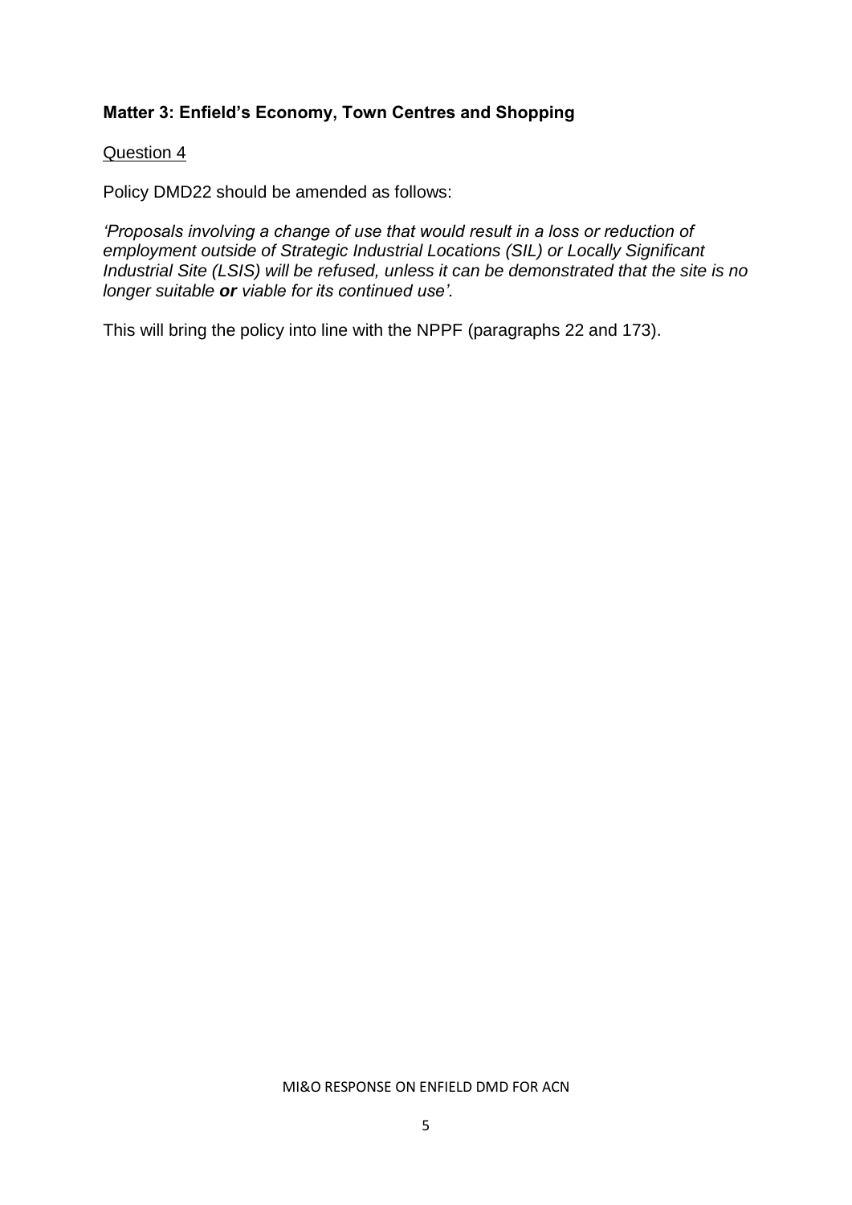**Matter 3: Enfield's Economy, Town Centres and Shopping**

Question 4

Policy DMD22 should be amended as follows:

*'Proposals involving a change of use that would result in a loss or reduction of employment outside of Strategic Industrial Locations (SIL) or Locally Significant Industrial Site (LSIS) will be refused, unless it can be demonstrated that the site is no longer suitable **or** viable for its continued use'.*

This will bring the policy into line with the NPPF (paragraphs 22 and 173).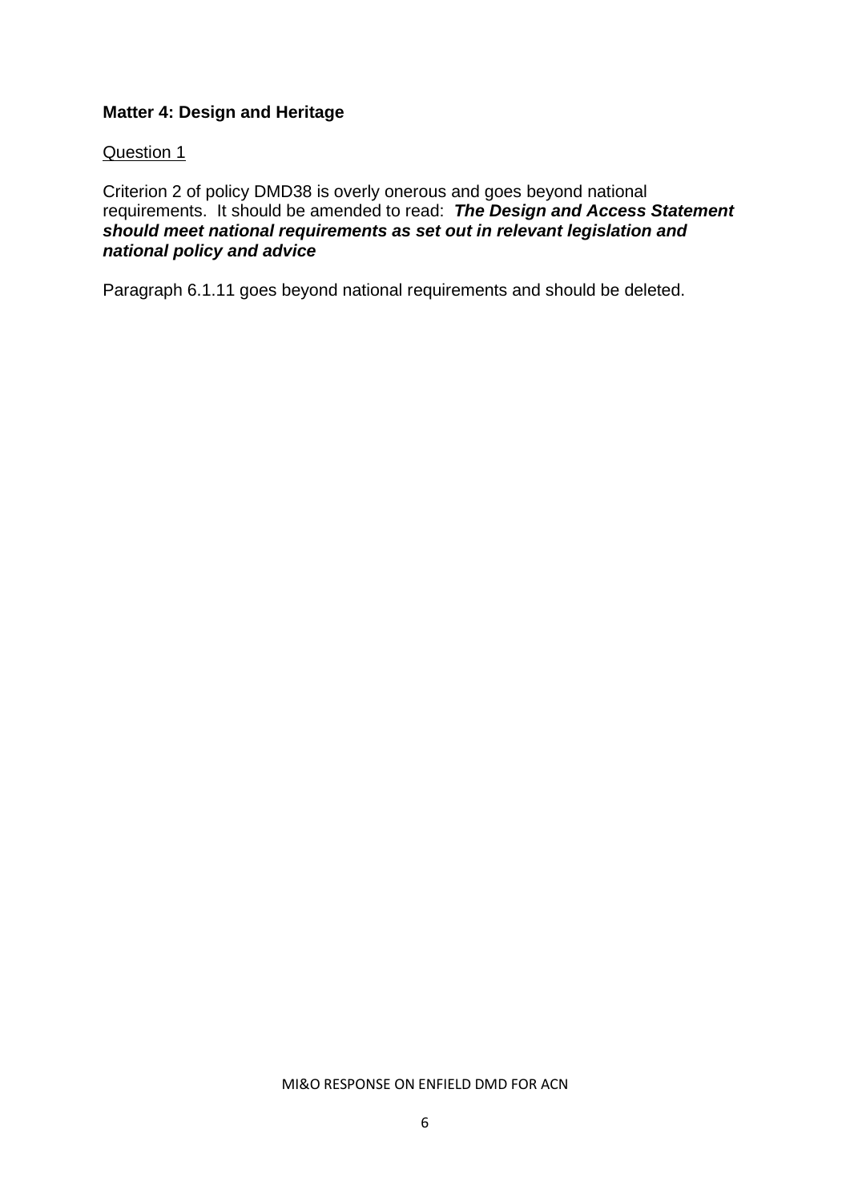**Matter 4: Design and Heritage**

Question 1

Criterion 2 of policy DMD38 is overly onerous and goes beyond national requirements. It should be amended to read: ***The Design and Access Statement should meet national requirements as set out in relevant legislation and national policy and advice***

Paragraph 6.1.11 goes beyond national requirements and should be deleted.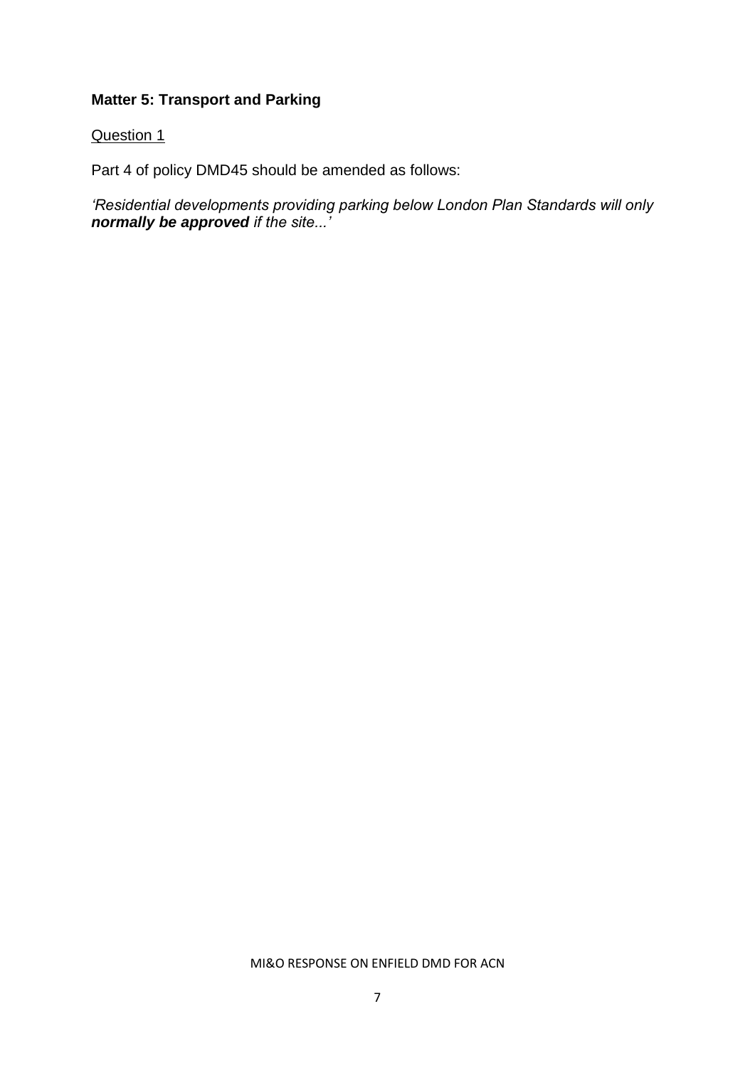**Matter 5: Transport and Parking**

Question 1

Part 4 of policy DMD45 should be amended as follows:

*'Residential developments providing parking below London Plan Standards will only* ***normally be approved*** *if the site...'*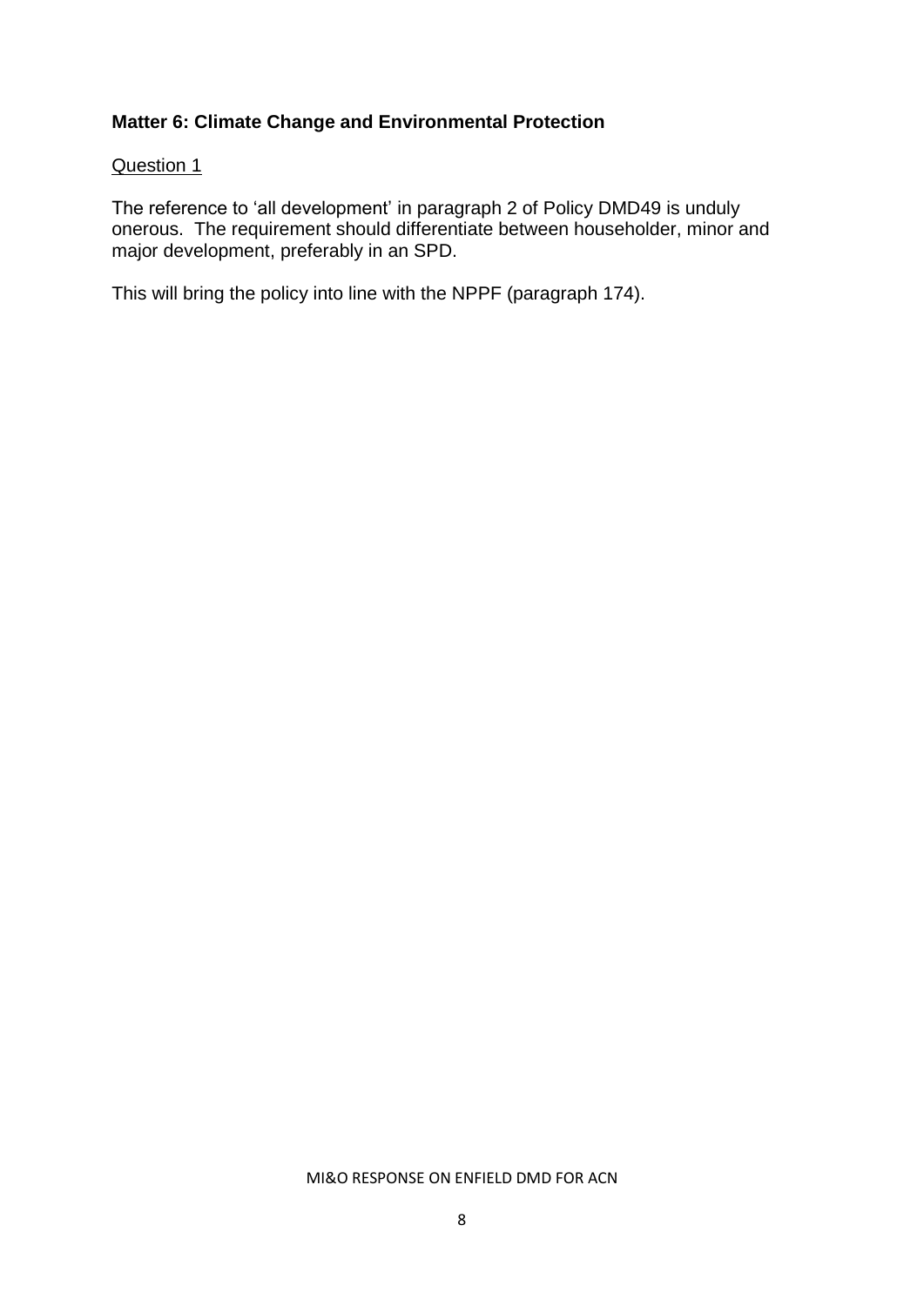**Matter 6: Climate Change and Environmental Protection**

Question 1

The reference to 'all development' in paragraph 2 of Policy DMD49 is unduly onerous. The requirement should differentiate between householder, minor and major development, preferably in an SPD.

This will bring the policy into line with the NPPF (paragraph 174).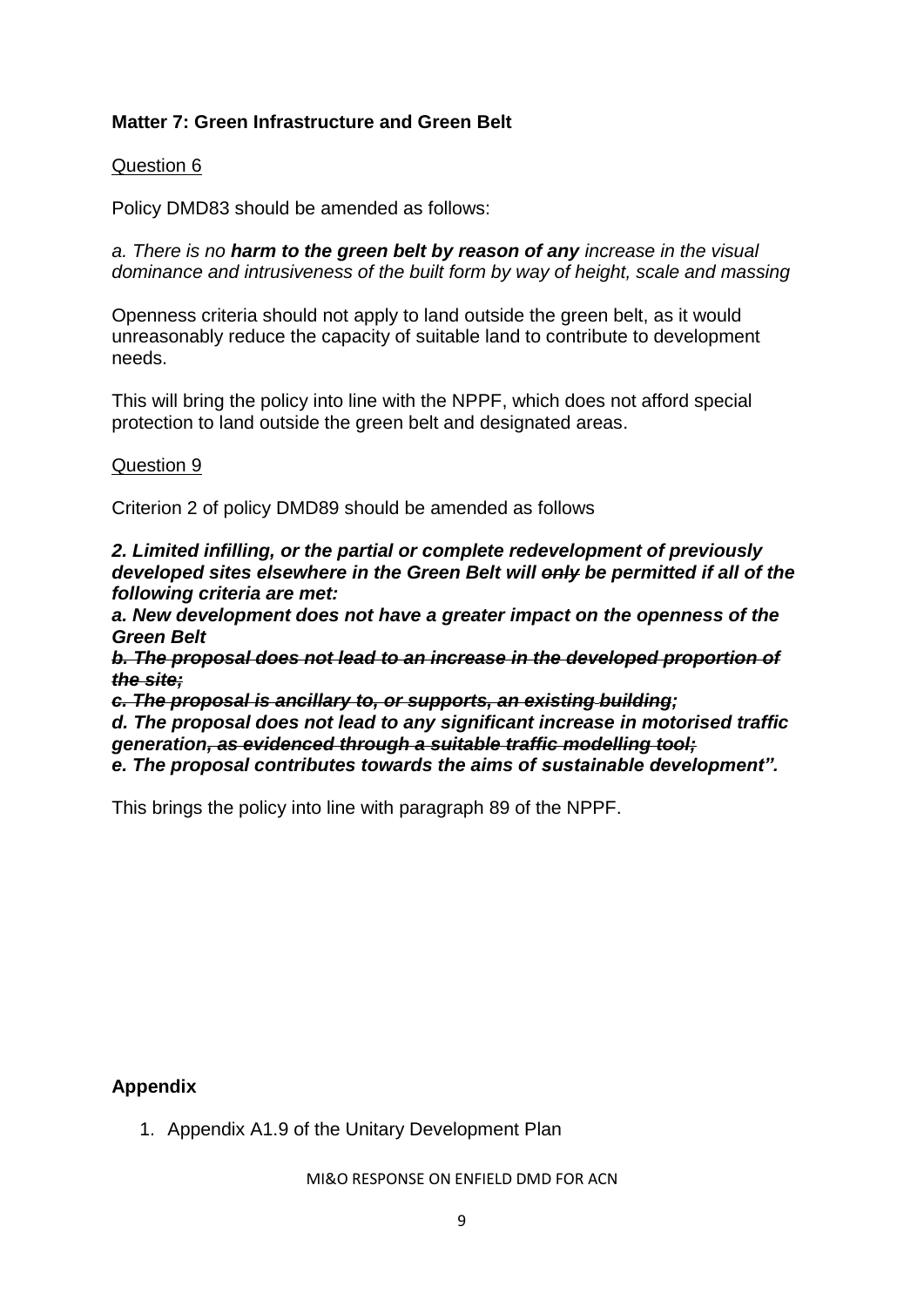**Matter 7: Green Infrastructure and Green Belt**

Question 6

Policy DMD83 should be amended as follows:

*a. There is no* ***harm to the green belt by reason of any*** *increase in the visual dominance and intrusiveness of the built form by way of height, scale and massing*

Openness criteria should not apply to land outside the green belt, as it would unreasonably reduce the capacity of suitable land to contribute to development needs.

This will bring the policy into line with the NPPF, which does not afford special protection to land outside the green belt and designated areas.

Question 9

Criterion 2 of policy DMD89 should be amended as follows

***2. Limited infilling, or the partial or complete redevelopment of previously developed sites elsewhere in the Green Belt will ~~only~~ be permitted if all of the following criteria are met:***

***a. New development does not have a greater impact on the openness of the Green Belt***

***~~b. The proposal does not lead to an increase in the developed proportion of the site;~~***

***~~c. The proposal is ancillary to, or supports, an existing building;~~***

***d. The proposal does not lead to any significant increase in motorised traffic generation~~, as evidenced through a suitable traffic modelling tool;~~***

***e. The proposal contributes towards the aims of sustainable development".***

This brings the policy into line with paragraph 89 of the NPPF.

**Appendix**

1. Appendix A1.9 of the Unitary Development Plan